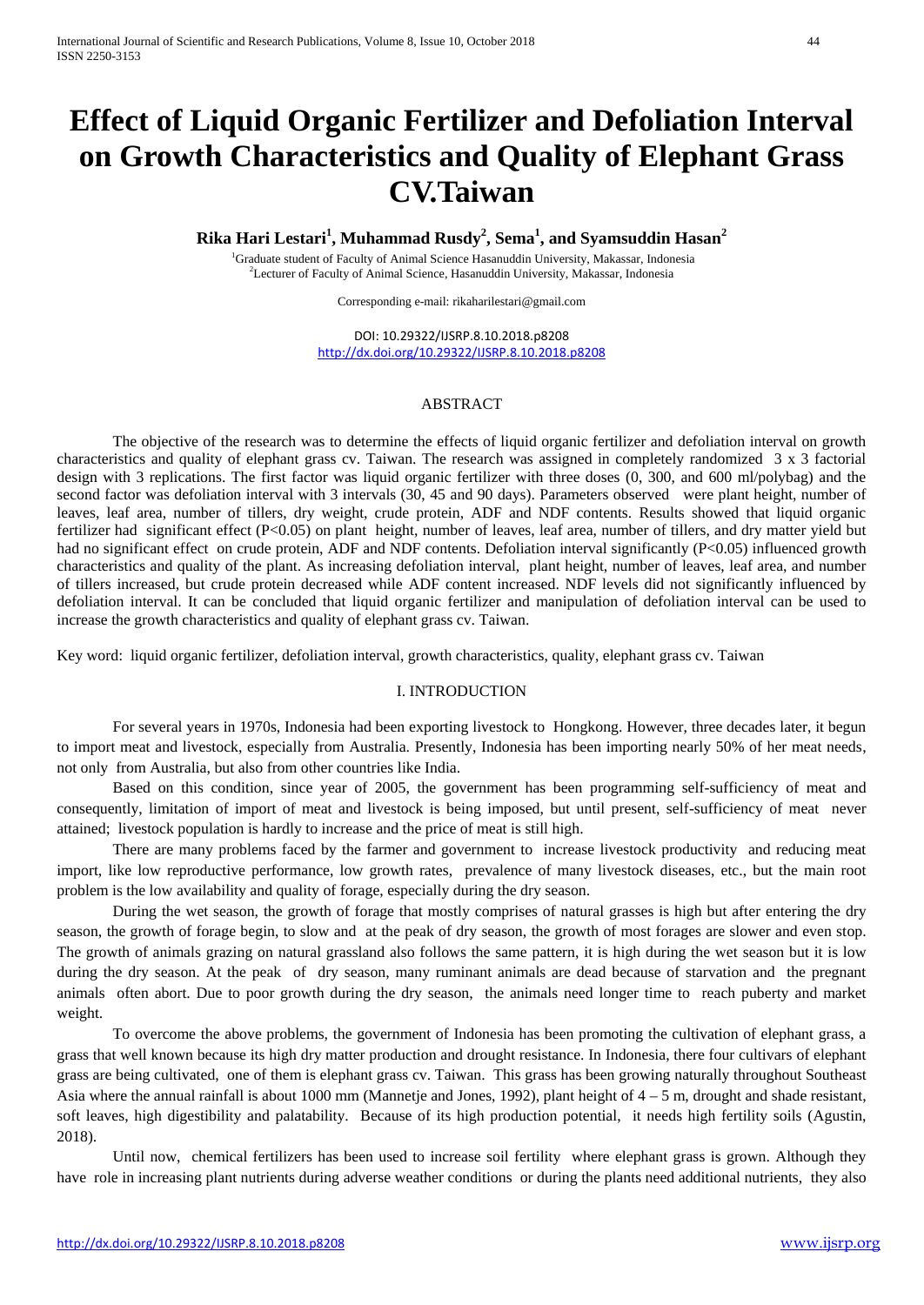# Effect of Liquid Organic Fertilizer and Defoliation Interval on Growth Characteristics and Quality of Elephant Grass CV.Taiwan

**Rika Hari Lestari[1], Muhammad Rusdy[2], Sema[1], and Syamsuddin Hasan[2]**

[1]Graduate student of Faculty of Animal Science Hasanuddin University, Makassar, Indonesia
[2]Lecturer of Faculty of Animal Science, Hasanuddin University, Makassar, Indonesia

Corresponding e-mail: rikaharilestari@gmail.com

DOI: 10.29322/IJSRP.8.10.2018.p8208
http://dx.doi.org/10.29322/IJSRP.8.10.2018.p8208

## ABSTRACT

The objective of the research was to determine the effects of liquid organic fertilizer and defoliation interval on growth characteristics and quality of elephant grass cv. Taiwan. The research was assigned in completely randomized 3 x 3 factorial design with 3 replications. The first factor was liquid organic fertilizer with three doses (0, 300, and 600 ml/polybag) and the second factor was defoliation interval with 3 intervals (30, 45 and 90 days). Parameters observed were plant height, number of leaves, leaf area, number of tillers, dry weight, crude protein, ADF and NDF contents. Results showed that liquid organic fertilizer had significant effect ($P<0.05$) on plant height, number of leaves, leaf area, number of tillers, and dry matter yield but had no significant effect on crude protein, ADF and NDF contents. Defoliation interval significantly ($P<0.05$) influenced growth characteristics and quality of the plant. As increasing defoliation interval, plant height, number of leaves, leaf area, and number of tillers increased, but crude protein decreased while ADF content increased. NDF levels did not significantly influenced by defoliation interval. It can be concluded that liquid organic fertilizer and manipulation of defoliation interval can be used to increase the growth characteristics and quality of elephant grass cv. Taiwan.

Key word: liquid organic fertilizer, defoliation interval, growth characteristics, quality, elephant grass cv. Taiwan

## I. INTRODUCTION

For several years in 1970s, Indonesia had been exporting livestock to Hongkong. However, three decades later, it begun to import meat and livestock, especially from Australia. Presently, Indonesia has been importing nearly 50% of her meat needs, not only from Australia, but also from other countries like India.

Based on this condition, since year of 2005, the government has been programming self-sufficiency of meat and consequently, limitation of import of meat and livestock is being imposed, but until present, self-sufficiency of meat never attained; livestock population is hardly to increase and the price of meat is still high.

There are many problems faced by the farmer and government to increase livestock productivity and reducing meat import, like low reproductive performance, low growth rates, prevalence of many livestock diseases, etc., but the main root problem is the low availability and quality of forage, especially during the dry season.

During the wet season, the growth of forage that mostly comprises of natural grasses is high but after entering the dry season, the growth of forage begin, to slow and at the peak of dry season, the growth of most forages are slower and even stop. The growth of animals grazing on natural grassland also follows the same pattern, it is high during the wet season but it is low during the dry season. At the peak of dry season, many ruminant animals are dead because of starvation and the pregnant animals often abort. Due to poor growth during the dry season, the animals need longer time to reach puberty and market weight.

To overcome the above problems, the government of Indonesia has been promoting the cultivation of elephant grass, a grass that well known because its high dry matter production and drought resistance. In Indonesia, there four cultivars of elephant grass are being cultivated, one of them is elephant grass cv. Taiwan. This grass has been growing naturally throughout Southeast Asia where the annual rainfall is about 1000 mm (Mannetje and Jones, 1992), plant height of 4 – 5 m, drought and shade resistant, soft leaves, high digestibility and palatability. Because of its high production potential, it needs high fertility soils (Agustin, 2018).

Until now, chemical fertilizers has been used to increase soil fertility where elephant grass is grown. Although they have role in increasing plant nutrients during adverse weather conditions or during the plants need additional nutrients, they also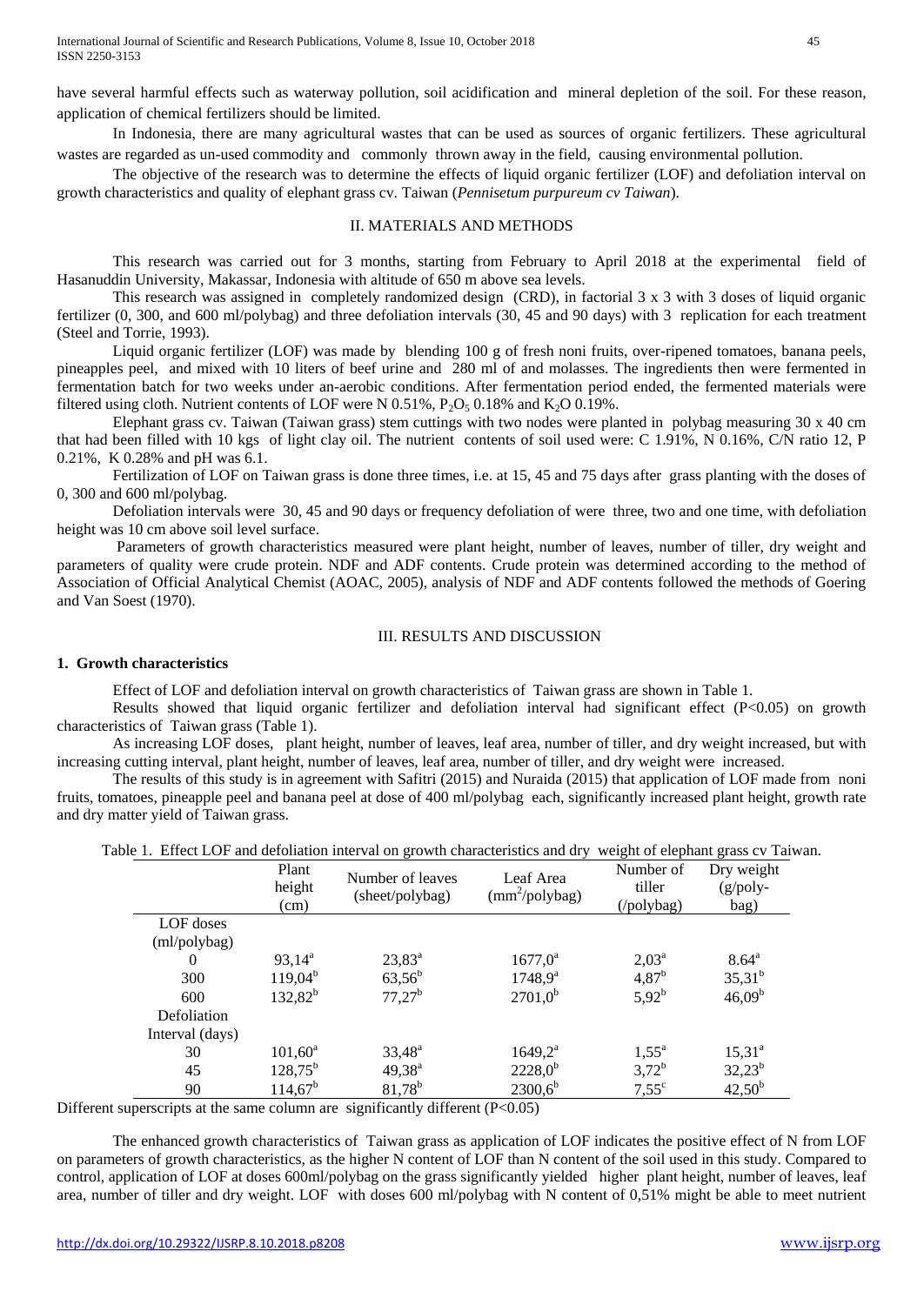have several harmful effects such as waterway pollution, soil acidification and mineral depletion of the soil. For these reason, application of chemical fertilizers should be limited.

In Indonesia, there are many agricultural wastes that can be used as sources of organic fertilizers. These agricultural wastes are regarded as un-used commodity and commonly thrown away in the field, causing environmental pollution.

The objective of the research was to determine the effects of liquid organic fertilizer (LOF) and defoliation interval on growth characteristics and quality of elephant grass cv. Taiwan (*Pennisetum purpureum cv Taiwan*).

## II. MATERIALS AND METHODS

This research was carried out for 3 months, starting from February to April 2018 at the experimental field of Hasanuddin University, Makassar, Indonesia with altitude of 650 m above sea levels.

This research was assigned in completely randomized design (CRD), in factorial 3 x 3 with 3 doses of liquid organic fertilizer (0, 300, and 600 ml/polybag) and three defoliation intervals (30, 45 and 90 days) with 3 replication for each treatment (Steel and Torrie, 1993).

Liquid organic fertilizer (LOF) was made by blending 100 g of fresh noni fruits, over-ripened tomatoes, banana peels, pineapples peel, and mixed with 10 liters of beef urine and 280 ml of and molasses. The ingredients then were fermented in fermentation batch for two weeks under an-aerobic conditions. After fermentation period ended, the fermented materials were filtered using cloth. Nutrient contents of LOF were N 0.51%, $P_2O_5$ 0.18% and $K_2O$ 0.19%.

Elephant grass cv. Taiwan (Taiwan grass) stem cuttings with two nodes were planted in polybag measuring 30 x 40 cm that had been filled with 10 kgs of light clay oil. The nutrient contents of soil used were: C 1.91%, N 0.16%, C/N ratio 12, P 0.21%, K 0.28% and pH was 6.1.

Fertilization of LOF on Taiwan grass is done three times, i.e. at 15, 45 and 75 days after grass planting with the doses of 0, 300 and 600 ml/polybag.

Defoliation intervals were 30, 45 and 90 days or frequency defoliation of were three, two and one time, with defoliation height was 10 cm above soil level surface.

Parameters of growth characteristics measured were plant height, number of leaves, number of tiller, dry weight and parameters of quality were crude protein. NDF and ADF contents. Crude protein was determined according to the method of Association of Official Analytical Chemist (AOAC, 2005), analysis of NDF and ADF contents followed the methods of Goering and Van Soest (1970).

## III. RESULTS AND DISCUSSION

### 1. Growth characteristics

Effect of LOF and defoliation interval on growth characteristics of Taiwan grass are shown in Table 1.

Results showed that liquid organic fertilizer and defoliation interval had significant effect ($P<0.05$) on growth characteristics of Taiwan grass (Table 1).

As increasing LOF doses, plant height, number of leaves, leaf area, number of tiller, and dry weight increased, but with increasing cutting interval, plant height, number of leaves, leaf area, number of tiller, and dry weight were increased.

The results of this study is in agreement with Safitri (2015) and Nuraida (2015) that application of LOF made from noni fruits, tomatoes, pineapple peel and banana peel at dose of 400 ml/polybag each, significantly increased plant height, growth rate and dry matter yield of Taiwan grass.

Table 1. Effect LOF and defoliation interval on growth characteristics and dry weight of elephant grass cv Taiwan.

| | Plant height (cm) | Number of leaves (sheet/polybag) | Leaf Area ($mm^2$/polybag) | Number of tiller (/polybag) | Dry weight (g/poly-bag) |
|---|---|---|---|---|---|
| LOF doses (ml/polybag) | | | | | |
| 0 | 93,14[a] | 23,83[a] | 1677,0[a] | 2,03[a] | 8.64[a] |
| 300 | 119,04[b] | 63,56[b] | 1748,9[a] | 4,87[b] | 35,31[b] |
| 600 | 132,82[b] | 77,27[b] | 2701,0[b] | 5,92[b] | 46,09[b] |
| Defoliation Interval (days) | | | | | |
| 30 | 101,60[a] | 33,48[a] | 1649,2[a] | 1,55[a] | 15,31[a] |
| 45 | 128,75[b] | 49,38[a] | 2228,0[b] | 3,72[b] | 32,23[b] |
| 90 | 114,67[b] | 81,78[b] | 2300,6[b] | 7,55[c] | 42,50[b] |

Different superscripts at the same column are significantly different ($P<0.05$)

The enhanced growth characteristics of Taiwan grass as application of LOF indicates the positive effect of N from LOF on parameters of growth characteristics, as the higher N content of LOF than N content of the soil used in this study. Compared to control, application of LOF at doses 600ml/polybag on the grass significantly yielded higher plant height, number of leaves, leaf area, number of tiller and dry weight. LOF with doses 600 ml/polybag with N content of 0,51% might be able to meet nutrient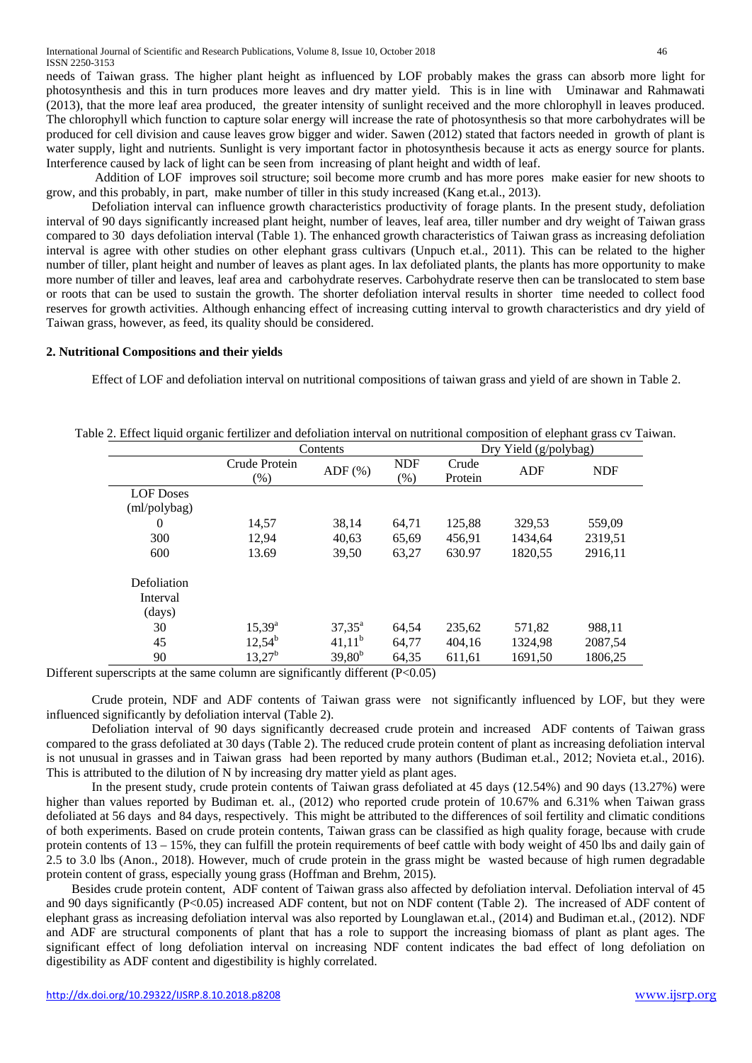needs of Taiwan grass. The higher plant height as influenced by LOF probably makes the grass can absorb more light for photosynthesis and this in turn produces more leaves and dry matter yield. This is in line with Uminawar and Rahmawati (2013), that the more leaf area produced, the greater intensity of sunlight received and the more chlorophyll in leaves produced. The chlorophyll which function to capture solar energy will increase the rate of photosynthesis so that more carbohydrates will be produced for cell division and cause leaves grow bigger and wider. Sawen (2012) stated that factors needed in growth of plant is water supply, light and nutrients. Sunlight is very important factor in photosynthesis because it acts as energy source for plants. Interference caused by lack of light can be seen from increasing of plant height and width of leaf.

Addition of LOF improves soil structure; soil become more crumb and has more pores make easier for new shoots to grow, and this probably, in part, make number of tiller in this study increased (Kang et.al., 2013).

Defoliation interval can influence growth characteristics productivity of forage plants. In the present study, defoliation interval of 90 days significantly increased plant height, number of leaves, leaf area, tiller number and dry weight of Taiwan grass compared to 30 days defoliation interval (Table 1). The enhanced growth characteristics of Taiwan grass as increasing defoliation interval is agree with other studies on other elephant grass cultivars (Unpuch et.al., 2011). This can be related to the higher number of tiller, plant height and number of leaves as plant ages. In lax defoliated plants, the plants has more opportunity to make more number of tiller and leaves, leaf area and carbohydrate reserves. Carbohydrate reserve then can be translocated to stem base or roots that can be used to sustain the growth. The shorter defoliation interval results in shorter time needed to collect food reserves for growth activities. Although enhancing effect of increasing cutting interval to growth characteristics and dry yield of Taiwan grass, however, as feed, its quality should be considered.

## 2. Nutritional Compositions and their yields

Effect of LOF and defoliation interval on nutritional compositions of taiwan grass and yield of are shown in Table 2.

Table 2. Effect liquid organic fertilizer and defoliation interval on nutritional composition of elephant grass cv Taiwan.

| | Contents | | | Dry Yield (g/polybag) | | |
|---|---|---|---|---|---|---|
| | Crude Protein (%) | ADF (%) | NDF (%) | Crude Protein | ADF | NDF |
| LOF Doses (ml/polybag) | | | | | | |
| 0 | 14,57 | 38,14 | 64,71 | 125,88 | 329,53 | 559,09 |
| 300 | 12,94 | 40,63 | 65,69 | 456,91 | 1434,64 | 2319,51 |
| 600 | 13.69 | 39,50 | 63,27 | 630.97 | 1820,55 | 2916,11 |
| Defoliation Interval (days) | | | | | | |
| 30 | 15,39[a] | 37,35[a] | 64,54 | 235,62 | 571,82 | 988,11 |
| 45 | 12,54[b] | 41,11[b] | 64,77 | 404,16 | 1324,98 | 2087,54 |
| 90 | 13,27[b] | 39,80[b] | 64,35 | 611,61 | 1691,50 | 1806,25 |

Different superscripts at the same column are significantly different ($P<0.05$)

Crude protein, NDF and ADF contents of Taiwan grass were not significantly influenced by LOF, but they were influenced significantly by defoliation interval (Table 2).

Defoliation interval of 90 days significantly decreased crude protein and increased ADF contents of Taiwan grass compared to the grass defoliated at 30 days (Table 2). The reduced crude protein content of plant as increasing defoliation interval is not unusual in grasses and in Taiwan grass had been reported by many authors (Budiman et.al., 2012; Novieta et.al., 2016). This is attributed to the dilution of N by increasing dry matter yield as plant ages.

In the present study, crude protein contents of Taiwan grass defoliated at 45 days (12.54%) and 90 days (13.27%) were higher than values reported by Budiman et. al., (2012) who reported crude protein of 10.67% and 6.31% when Taiwan grass defoliated at 56 days and 84 days, respectively. This might be attributed to the differences of soil fertility and climatic conditions of both experiments. Based on crude protein contents, Taiwan grass can be classified as high quality forage, because with crude protein contents of 13 – 15%, they can fulfill the protein requirements of beef cattle with body weight of 450 lbs and daily gain of 2.5 to 3.0 lbs (Anon., 2018). However, much of crude protein in the grass might be wasted because of high rumen degradable protein content of grass, especially young grass (Hoffman and Brehm, 2015).

Besides crude protein content, ADF content of Taiwan grass also affected by defoliation interval. Defoliation interval of 45 and 90 days significantly ($P<0.05$) increased ADF content, but not on NDF content (Table 2). The increased of ADF content of elephant grass as increasing defoliation interval was also reported by Lounglawan et.al., (2014) and Budiman et.al., (2012). NDF and ADF are structural components of plant that has a role to support the increasing biomass of plant as plant ages. The significant effect of long defoliation interval on increasing NDF content indicates the bad effect of long defoliation on digestibility as ADF content and digestibility is highly correlated.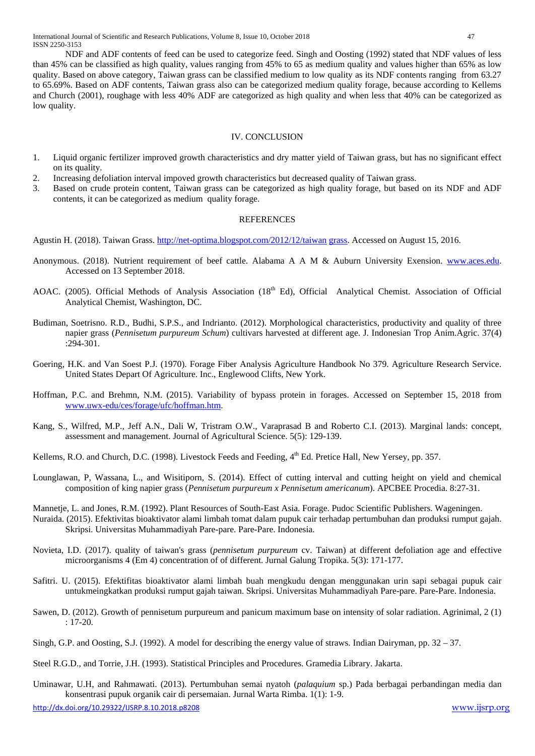NDF and ADF contents of feed can be used to categorize feed. Singh and Oosting (1992) stated that NDF values of less than 45% can be classified as high quality, values ranging from 45% to 65 as medium quality and values higher than 65% as low quality. Based on above category, Taiwan grass can be classified medium to low quality as its NDF contents ranging from 63.27 to 65.69%. Based on ADF contents, Taiwan grass also can be categorized medium quality forage, because according to Kellems and Church (2001), roughage with less 40% ADF are categorized as high quality and when less that 40% can be categorized as low quality.

## IV. CONCLUSION

1. Liquid organic fertilizer improved growth characteristics and dry matter yield of Taiwan grass, but has no significant effect on its quality.
2. Increasing defoliation interval impoved growth characteristics but decreased quality of Taiwan grass.
3. Based on crude protein content, Taiwan grass can be categorized as high quality forage, but based on its NDF and ADF contents, it can be categorized as medium quality forage.

## REFERENCES

Agustin H. (2018). Taiwan Grass. http://net-optima.blogspot.com/2012/12/taiwan grass. Accessed on August 15, 2016.

Anonymous. (2018). Nutrient requirement of beef cattle. Alabama A A M & Auburn University Exension. www.aces.edu. Accessed on 13 September 2018.

AOAC. (2005). Official Methods of Analysis Association (18th Ed), Official Analytical Chemist. Association of Official Analytical Chemist, Washington, DC.

Budiman, Soetrisno. R.D., Budhi, S.P.S., and Indrianto. (2012). Morphological characteristics, productivity and quality of three napier grass (*Pennisetum purpureum Schum*) cultivars harvested at different age. J. Indonesian Trop Anim.Agric. 37(4) :294-301.

Goering, H.K. and Van Soest P.J. (1970). Forage Fiber Analysis Agriculture Handbook No 379. Agriculture Research Service. United States Depart Of Agriculture. Inc., Englewood Clifts, New York.

Hoffman, P.C. and Brehmn, N.M. (2015). Variability of bypass protein in forages. Accessed on September 15, 2018 from www.uwx-edu/ces/forage/ufc/hoffman.htm.

Kang, S., Wilfred, M.P., Jeff A.N., Dali W, Tristram O.W., Varaprasad B and Roberto C.I. (2013). Marginal lands: concept, assessment and management. Journal of Agricultural Science. 5(5): 129-139.

Kellems, R.O. and Church, D.C. (1998). Livestock Feeds and Feeding, 4th Ed. Pretice Hall, New Yersey, pp. 357.

Lounglawan, P, Wassana, L., and Wisitiporn, S. (2014). Effect of cutting interval and cutting height on yield and chemical composition of king napier grass (*Pennisetum purpureum x Pennisetum americanum*). APCBEE Procedia. 8:27-31.

Mannetje, L. and Jones, R.M. (1992). Plant Resources of South-East Asia. Forage. Pudoc Scientific Publishers. Wageningen.

Nuraida. (2015). Efektivitas bioaktivator alami limbah tomat dalam pupuk cair terhadap pertumbuhan dan produksi rumput gajah. Skripsi. Universitas Muhammadiyah Pare-pare. Pare-Pare. Indonesia.

Novieta, I.D. (2017). quality of taiwan's grass (*pennisetum purpureum* cv. Taiwan) at different defoliation age and effective microorganisms 4 (Em 4) concentration of of different. Jurnal Galung Tropika. 5(3): 171-177.

Safitri. U. (2015). Efektifitas bioaktivator alami limbah buah mengkudu dengan menggunakan urin sapi sebagai pupuk cair untukmeingkatkan produksi rumput gajah taiwan. Skripsi. Universitas Muhammadiyah Pare-pare. Pare-Pare. Indonesia.

Sawen, D. (2012). Growth of pennisetum purpureum and panicum maximum base on intensity of solar radiation. Agrinimal, 2 (1) : 17-20.

Singh, G.P. and Oosting, S.J. (1992). A model for describing the energy value of straws. Indian Dairyman, pp. 32 – 37.

Steel R.G.D., and Torrie, J.H. (1993). Statistical Principles and Procedures. Gramedia Library. Jakarta.

Uminawar, U.H, and Rahmawati. (2013). Pertumbuhan semai nyatoh (*palaquium* sp.) Pada berbagai perbandingan media dan konsentrasi pupuk organik cair di persemaian. Jurnal Warta Rimba. 1(1): 1-9.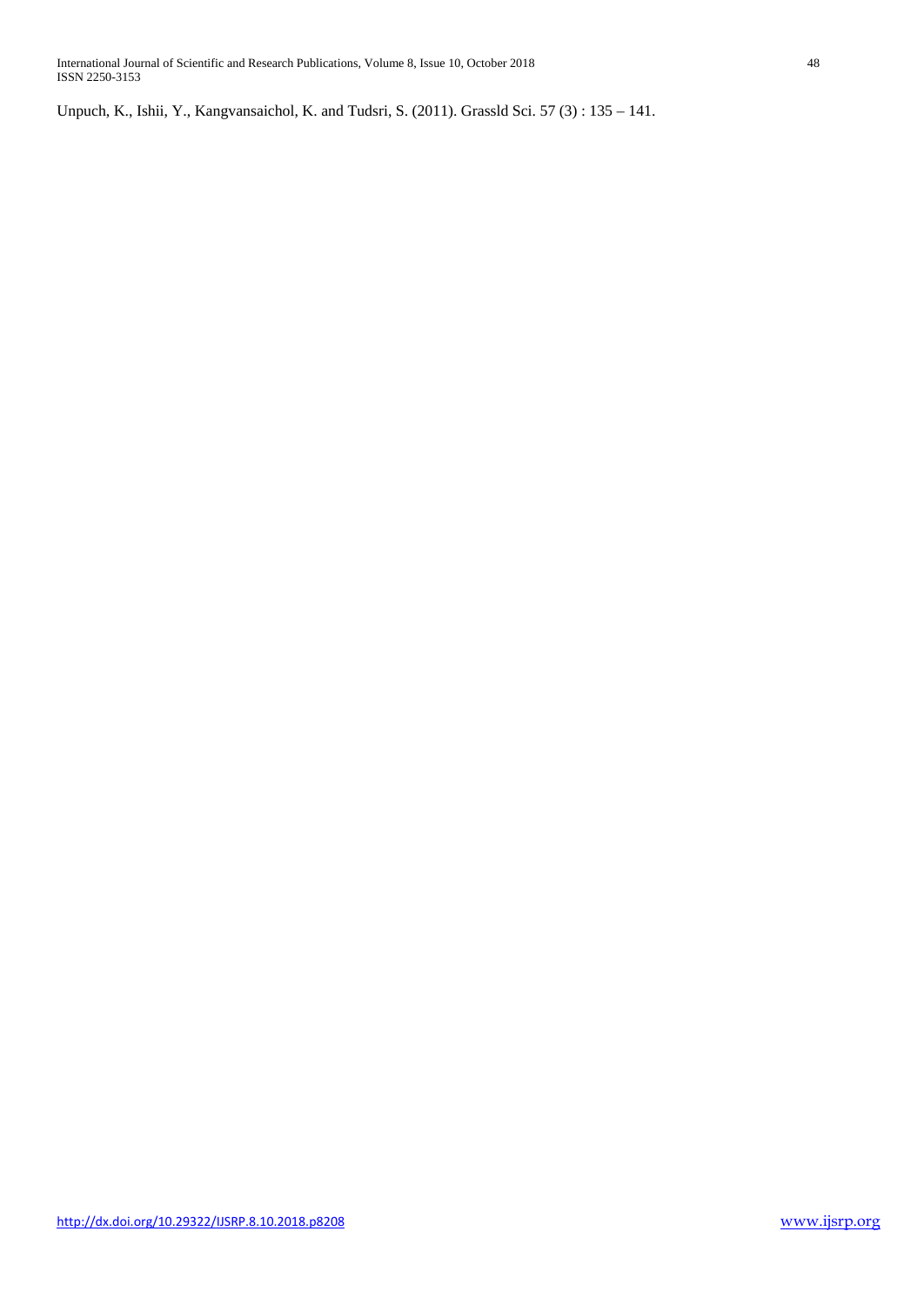Unpuch, K., Ishii, Y., Kangvansaichol, K. and Tudsri, S. (2011). Grassld Sci. 57 (3) : 135 – 141.